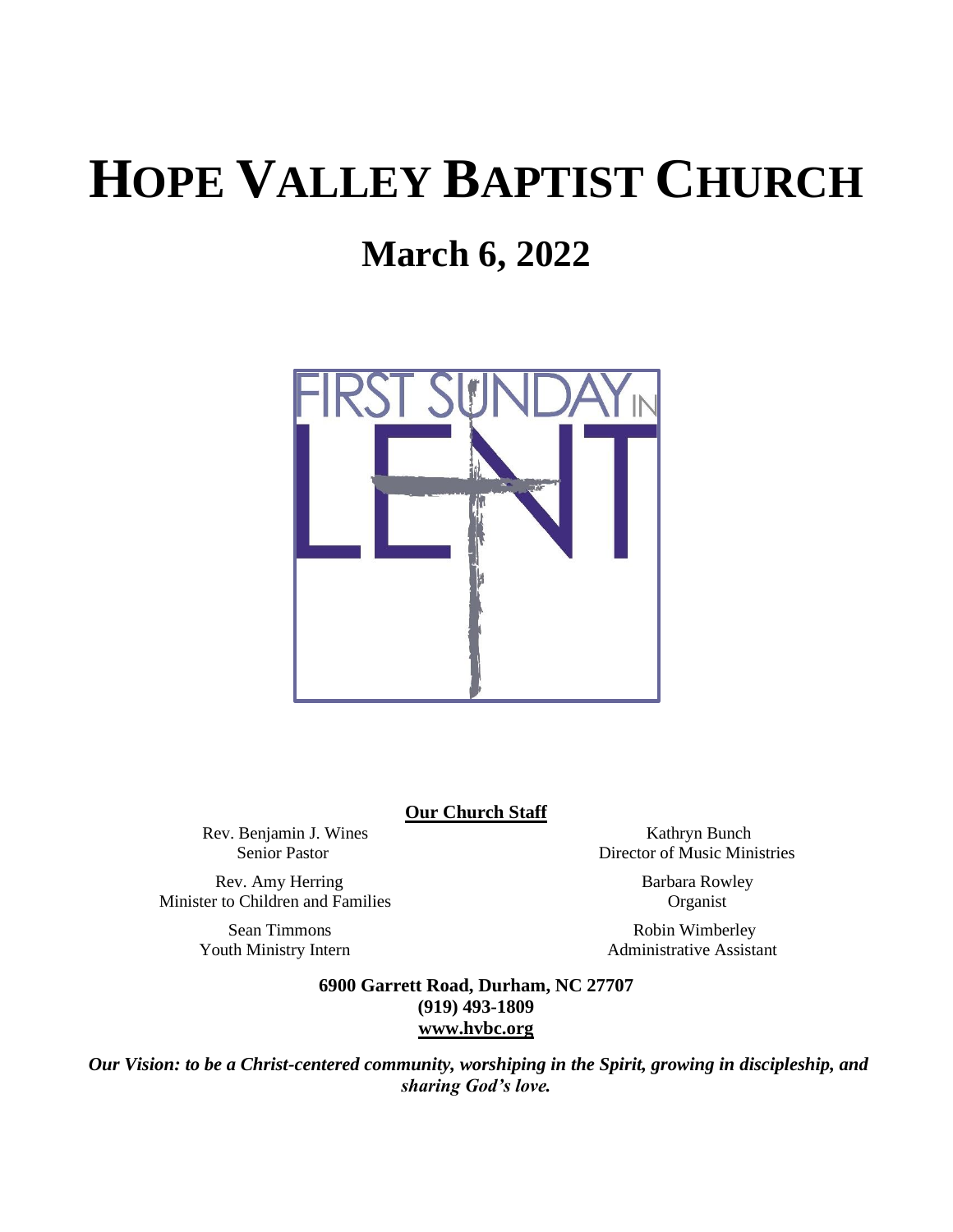# HOPE VALLEY BAPTIST CHURCH

## March 6, 2022

FIRST SUNDAY IN LENT

**Our Church Staff**

Rev. Benjamin J. Wines
Senior Pastor

Rev. Amy Herring
Minister to Children and Families

Sean Timmons
Youth Ministry Intern

Kathryn Bunch
Director of Music Ministries

Barbara Rowley
Organist

Robin Wimberley
Administrative Assistant

**6900 Garrett Road, Durham, NC 27707**
**(919) 493-1809**
**www.hvbc.org**

***Our Vision: to be a Christ-centered community, worshiping in the Spirit, growing in discipleship, and sharing God's love.***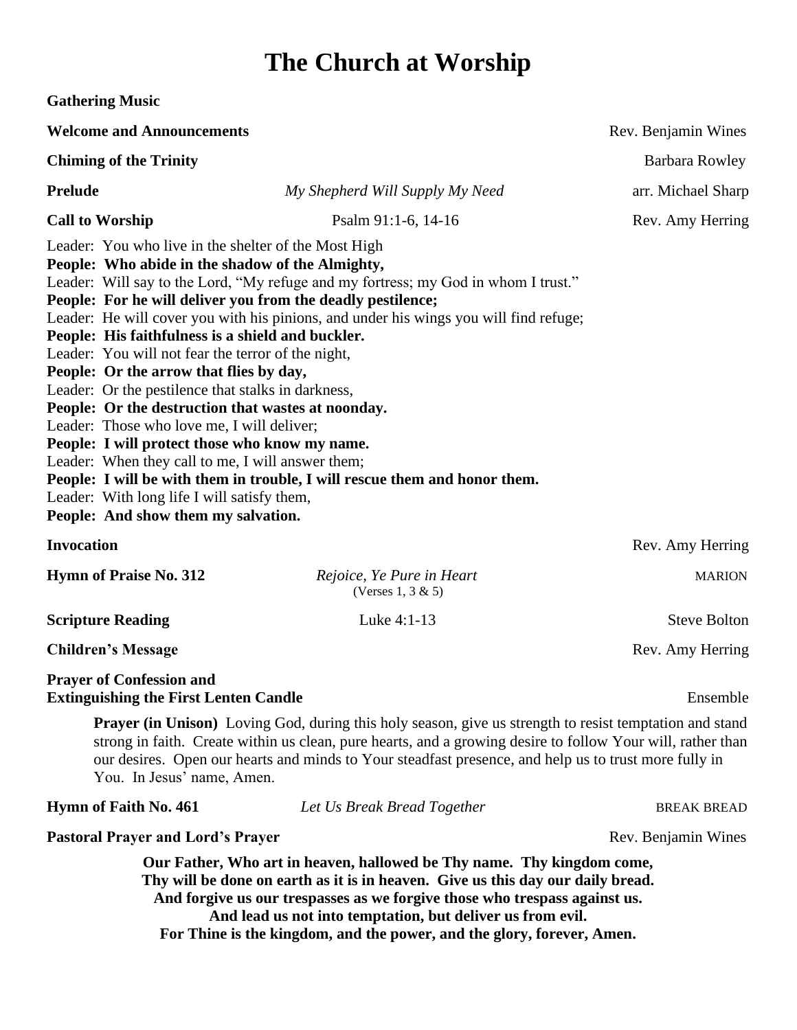# The Church at Worship

**Gathering Music**

**Welcome and Announcements** — Rev. Benjamin Wines

**Chiming of the Trinity** — Barbara Rowley

**Prelude** — *My Shepherd Will Supply My Need* — arr. Michael Sharp

**Call to Worship** — Psalm 91:1-6, 14-16 — Rev. Amy Herring

Leader: You who live in the shelter of the Most High
**People: Who abide in the shadow of the Almighty,**
Leader: Will say to the Lord, "My refuge and my fortress; my God in whom I trust."
**People: For he will deliver you from the deadly pestilence;**
Leader: He will cover you with his pinions, and under his wings you will find refuge;
**People: His faithfulness is a shield and buckler.**
Leader: You will not fear the terror of the night,
**People: Or the arrow that flies by day,**
Leader: Or the pestilence that stalks in darkness,
**People: Or the destruction that wastes at noonday.**
Leader: Those who love me, I will deliver;
**People: I will protect those who know my name.**
Leader: When they call to me, I will answer them;
**People: I will be with them in trouble, I will rescue them and honor them.**
Leader: With long life I will satisfy them,
**People: And show them my salvation.**

**Invocation** — Rev. Amy Herring

**Hymn of Praise No. 312** — *Rejoice, Ye Pure in Heart* (Verses 1, 3 & 5) — MARION

**Scripture Reading** — Luke 4:1-13 — Steve Bolton

**Children's Message** — Rev. Amy Herring

**Prayer of Confession and Extinguishing the First Lenten Candle** — Ensemble

**Prayer (in Unison)** Loving God, during this holy season, give us strength to resist temptation and stand strong in faith. Create within us clean, pure hearts, and a growing desire to follow Your will, rather than our desires. Open our hearts and minds to Your steadfast presence, and help us to trust more fully in You. In Jesus' name, Amen.

**Hymn of Faith No. 461** — *Let Us Break Bread Together* — BREAK BREAD

**Pastoral Prayer and Lord's Prayer** — Rev. Benjamin Wines

**Our Father, Who art in heaven, hallowed be Thy name. Thy kingdom come,
Thy will be done on earth as it is in heaven. Give us this day our daily bread.
And forgive us our trespasses as we forgive those who trespass against us.
And lead us not into temptation, but deliver us from evil.
For Thine is the kingdom, and the power, and the glory, forever, Amen.**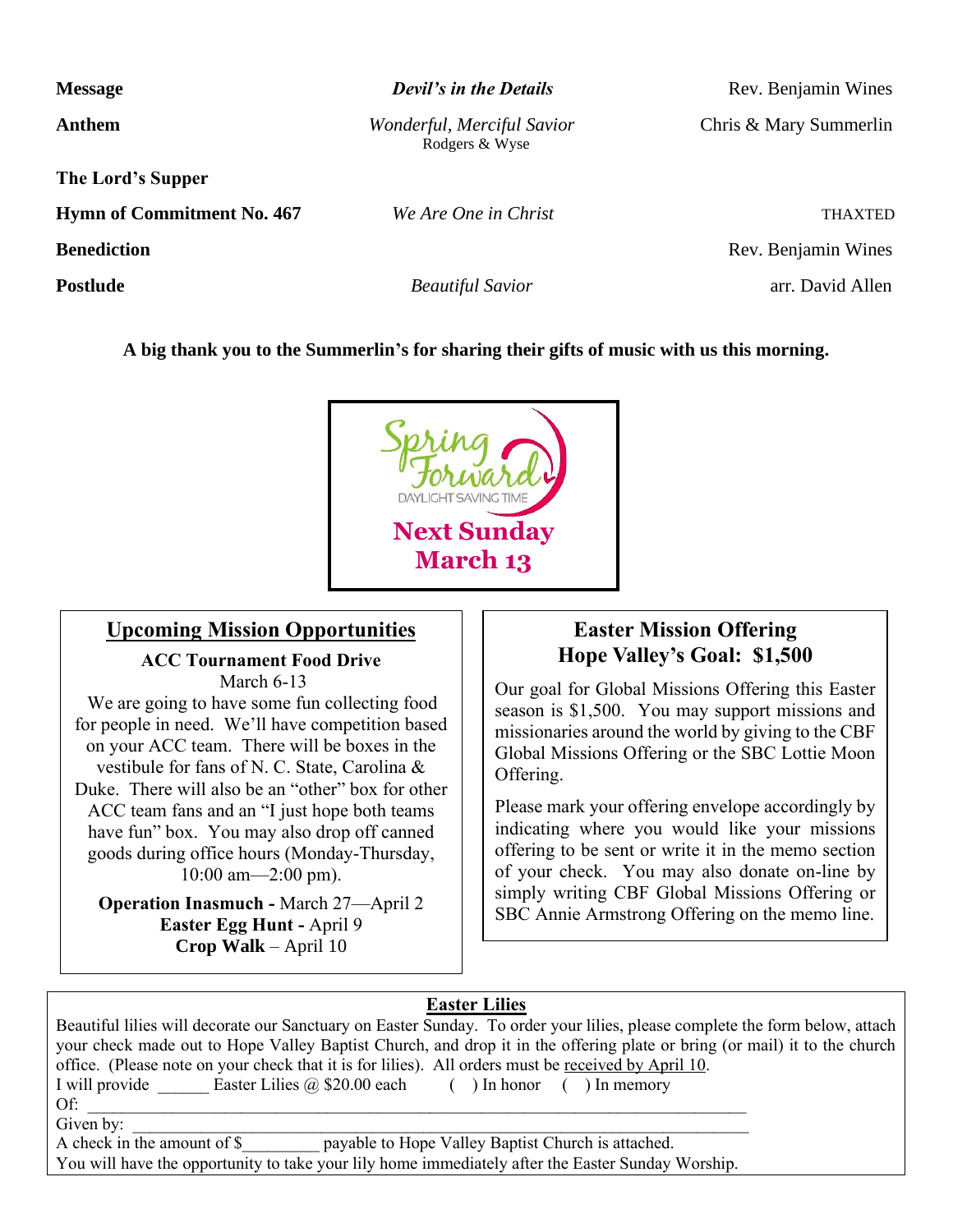| | | |
|---|---|---|
| **Message** | ***Devil's in the Details*** | Rev. Benjamin Wines |
| **Anthem** | *Wonderful, Merciful Savior* Rodgers & Wyse | Chris & Mary Summerlin |
| **The Lord's Supper** | | |
| **Hymn of Commitment No. 467** | *We Are One in Christ* | THAXTED |
| **Benediction** | | Rev. Benjamin Wines |
| **Postlude** | *Beautiful Savior* | arr. David Allen |

**A big thank you to the Summerlin's for sharing their gifts of music with us this morning.**

Spring Forward
DAYLIGHT SAVING TIME
**Next Sunday**
**March 13**

## Upcoming Mission Opportunities

**ACC Tournament Food Drive**
March 6-13

We are going to have some fun collecting food for people in need. We'll have competition based on your ACC team. There will be boxes in the vestibule for fans of N. C. State, Carolina & Duke. There will also be an "other" box for other ACC team fans and an "I just hope both teams have fun" box. You may also drop off canned goods during office hours (Monday-Thursday, 10:00 am—2:00 pm).

**Operation Inasmuch -** March 27—April 2
**Easter Egg Hunt -** April 9
**Crop Walk** – April 10

## Easter Mission Offering
## Hope Valley's Goal: $1,500

Our goal for Global Missions Offering this Easter season is $1,500. You may support missions and missionaries around the world by giving to the CBF Global Missions Offering or the SBC Lottie Moon Offering.

Please mark your offering envelope accordingly by indicating where you would like your missions offering to be sent or write it in the memo section of your check. You may also donate on-line by simply writing CBF Global Missions Offering or SBC Annie Armstrong Offering on the memo line.

## Easter Lilies

Beautiful lilies will decorate our Sanctuary on Easter Sunday. To order your lilies, please complete the form below, attach your check made out to Hope Valley Baptist Church, and drop it in the offering plate or bring (or mail) it to the church office. (Please note on your check that it is for lilies). All orders must be received by April 10.

I will provide ______ Easter Lilies @ $20.00 each ( ) In honor ( ) In memory

Of: ______________________________________________________________________________

Given by: __________________________________________________________________________

A check in the amount of $_________ payable to Hope Valley Baptist Church is attached.

You will have the opportunity to take your lily home immediately after the Easter Sunday Worship.